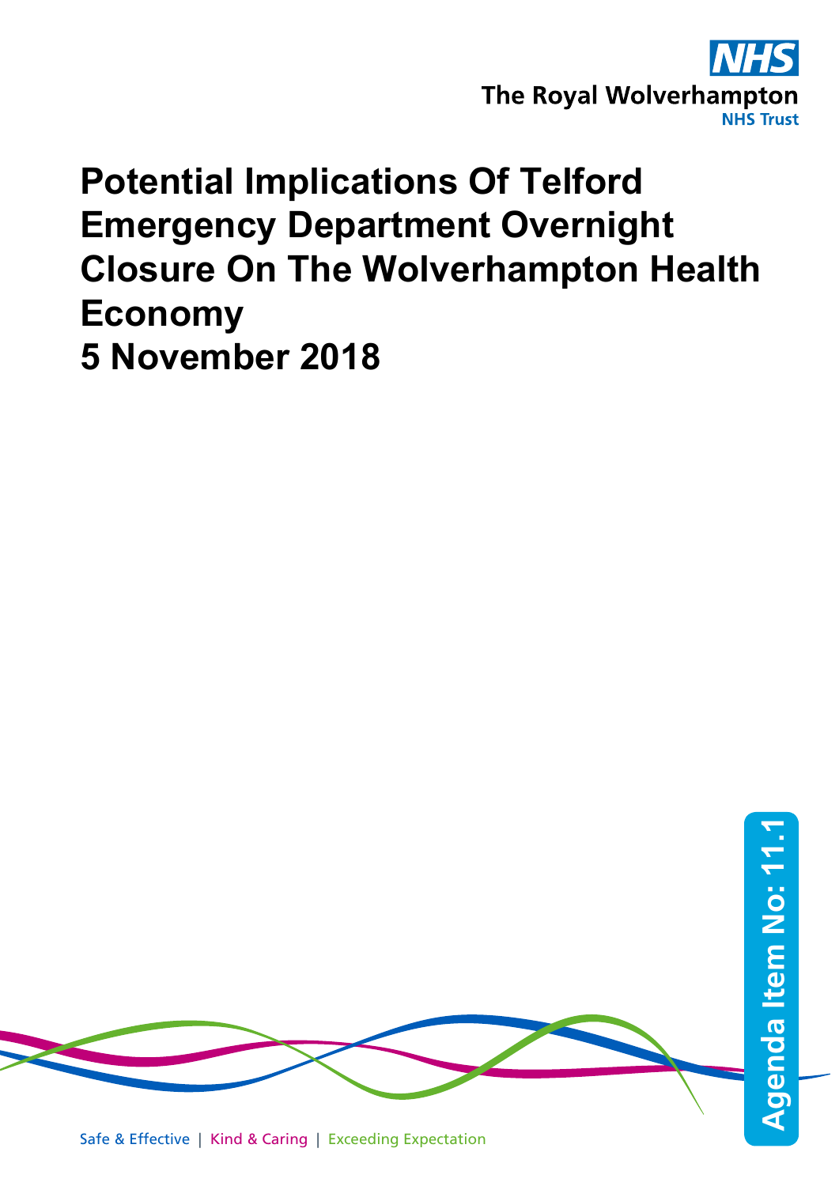NHS

The Royal Wolverhampton
NHS Trust

# Potential Implications Of Telford Emergency Department Overnight Closure On The Wolverhampton Health Economy
# 5 November 2018

Agenda Item No: 11.1

Safe & Effective | Kind & Caring | Exceeding Expectation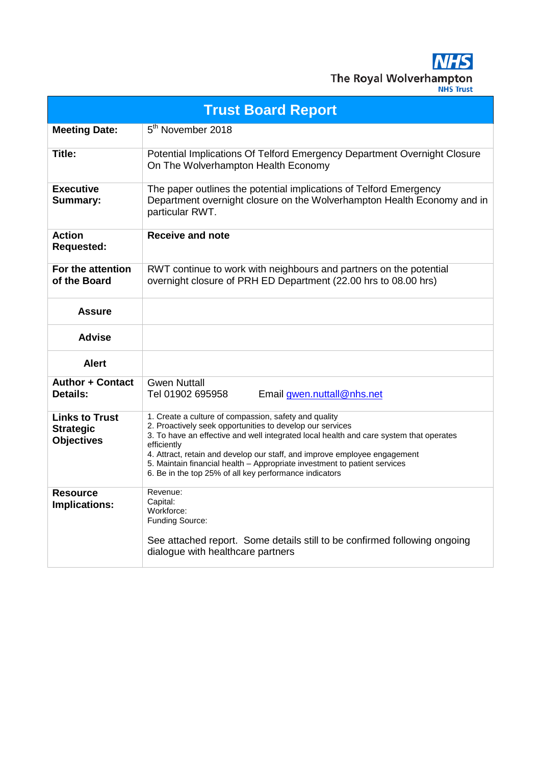The Royal Wolverhampton NHS Trust

| Trust Board Report | |
|---|---|
| **Meeting Date:** | 5th November 2018 |
| **Title:** | Potential Implications Of Telford Emergency Department Overnight Closure On The Wolverhampton Health Economy |
| **Executive Summary:** | The paper outlines the potential implications of Telford Emergency Department overnight closure on the Wolverhampton Health Economy and in particular RWT. |
| **Action Requested:** | **Receive and note** |
| **For the attention of the Board** | RWT continue to work with neighbours and partners on the potential overnight closure of PRH ED Department (22.00 hrs to 08.00 hrs) |
| **Assure** | |
| **Advise** | |
| **Alert** | |
| **Author + Contact Details:** | Gwen Nuttall<br>Tel 01902 695958 Email gwen.nuttall@nhs.net |
| **Links to Trust Strategic Objectives** | 1. Create a culture of compassion, safety and quality<br>2. Proactively seek opportunities to develop our services<br>3. To have an effective and well integrated local health and care system that operates efficiently<br>4. Attract, retain and develop our staff, and improve employee engagement<br>5. Maintain financial health – Appropriate investment to patient services<br>6. Be in the top 25% of all key performance indicators |
| **Resource Implications:** | Revenue:<br>Capital:<br>Workforce:<br>Funding Source:<br><br>See attached report. Some details still to be confirmed following ongoing dialogue with healthcare partners |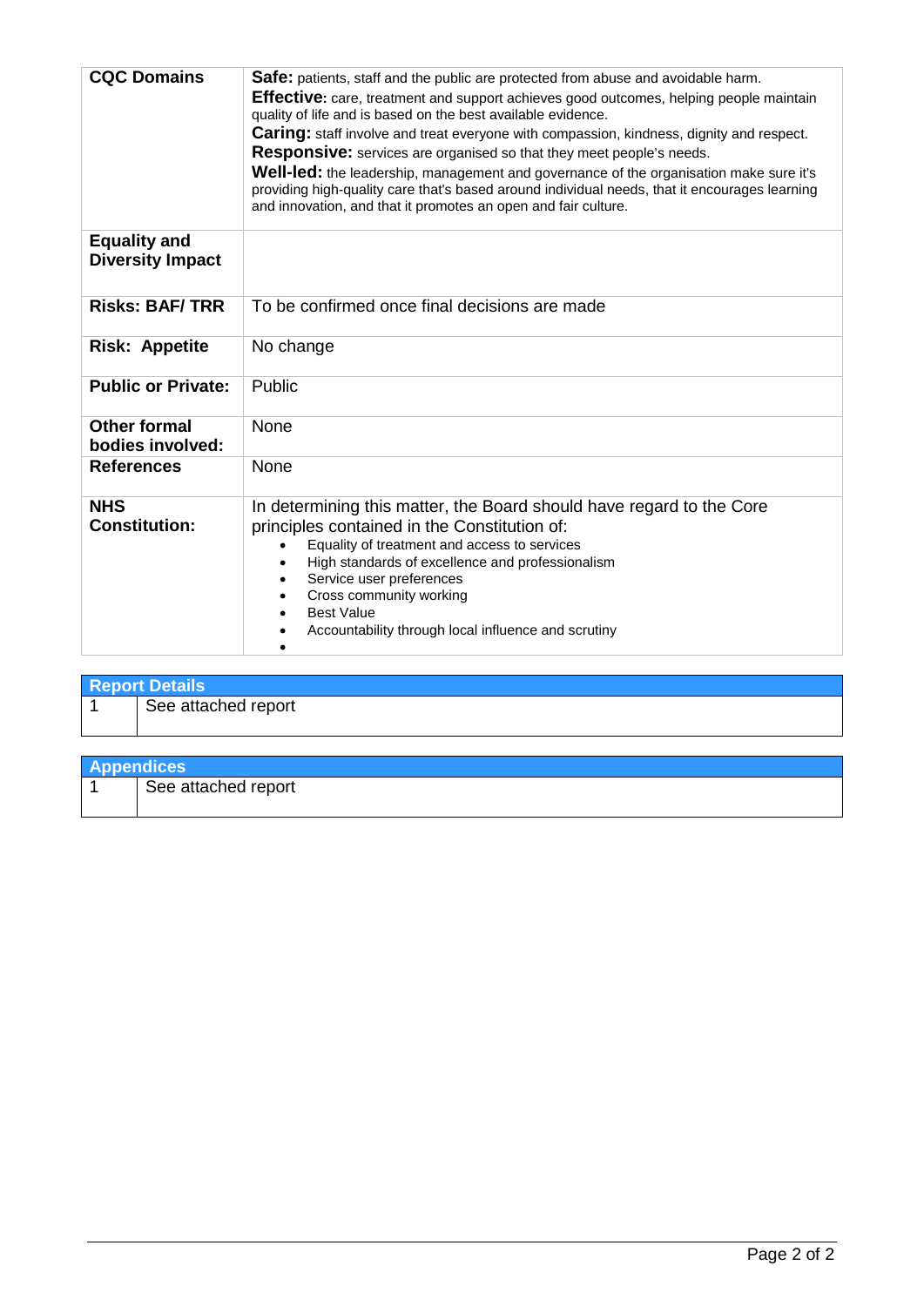| | |
|---|---|
| **CQC Domains** | **Safe:** patients, staff and the public are protected from abuse and avoidable harm.<br>**Effective:** care, treatment and support achieves good outcomes, helping people maintain quality of life and is based on the best available evidence.<br>**Caring:** staff involve and treat everyone with compassion, kindness, dignity and respect.<br>**Responsive:** services are organised so that they meet people's needs.<br>**Well-led:** the leadership, management and governance of the organisation make sure it's providing high-quality care that's based around individual needs, that it encourages learning and innovation, and that it promotes an open and fair culture. |
| **Equality and Diversity Impact** | |
| **Risks: BAF/ TRR** | To be confirmed once final decisions are made |
| **Risk: Appetite** | No change |
| **Public or Private:** | Public |
| **Other formal bodies involved:** | None |
| **References** | None |
| **NHS Constitution:** | In determining this matter, the Board should have regard to the Core principles contained in the Constitution of:<br>• Equality of treatment and access to services<br>• High standards of excellence and professionalism<br>• Service user preferences<br>• Cross community working<br>• Best Value<br>• Accountability through local influence and scrutiny<br>• |

| Report Details | |
|---|---|
| 1 | See attached report |

| Appendices | |
|---|---|
| 1 | See attached report |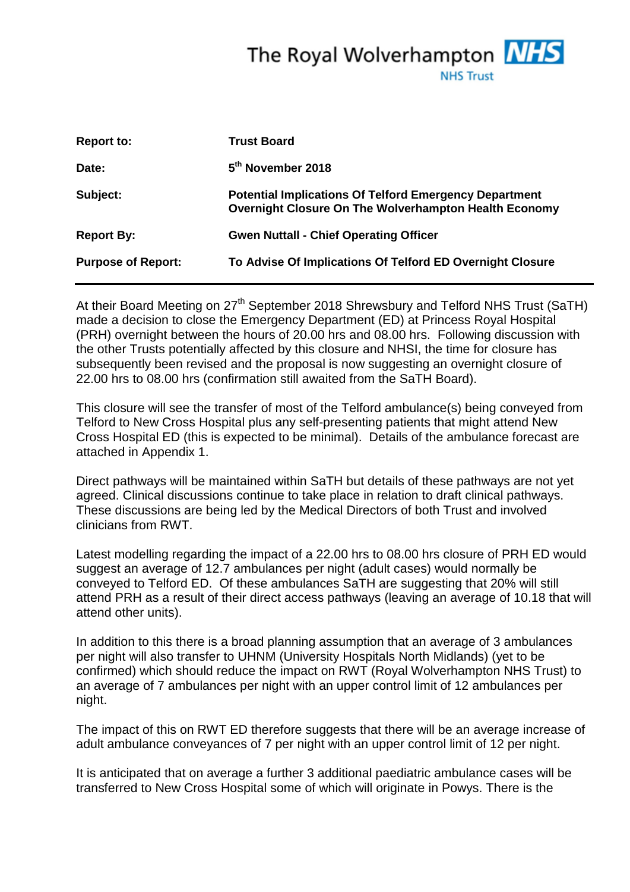The Royal Wolverhampton NHS Trust

| | |
|---|---|
| **Report to:** | **Trust Board** |
| **Date:** | **5th November 2018** |
| **Subject:** | **Potential Implications Of Telford Emergency Department Overnight Closure On The Wolverhampton Health Economy** |
| **Report By:** | **Gwen Nuttall - Chief Operating Officer** |
| **Purpose of Report:** | **To Advise Of Implications Of Telford ED Overnight Closure** |

---

At their Board Meeting on 27th September 2018 Shrewsbury and Telford NHS Trust (SaTH) made a decision to close the Emergency Department (ED) at Princess Royal Hospital (PRH) overnight between the hours of 20.00 hrs and 08.00 hrs. Following discussion with the other Trusts potentially affected by this closure and NHSI, the time for closure has subsequently been revised and the proposal is now suggesting an overnight closure of 22.00 hrs to 08.00 hrs (confirmation still awaited from the SaTH Board).

This closure will see the transfer of most of the Telford ambulance(s) being conveyed from Telford to New Cross Hospital plus any self-presenting patients that might attend New Cross Hospital ED (this is expected to be minimal). Details of the ambulance forecast are attached in Appendix 1.

Direct pathways will be maintained within SaTH but details of these pathways are not yet agreed. Clinical discussions continue to take place in relation to draft clinical pathways. These discussions are being led by the Medical Directors of both Trust and involved clinicians from RWT.

Latest modelling regarding the impact of a 22.00 hrs to 08.00 hrs closure of PRH ED would suggest an average of 12.7 ambulances per night (adult cases) would normally be conveyed to Telford ED. Of these ambulances SaTH are suggesting that 20% will still attend PRH as a result of their direct access pathways (leaving an average of 10.18 that will attend other units).

In addition to this there is a broad planning assumption that an average of 3 ambulances per night will also transfer to UHNM (University Hospitals North Midlands) (yet to be confirmed) which should reduce the impact on RWT (Royal Wolverhampton NHS Trust) to an average of 7 ambulances per night with an upper control limit of 12 ambulances per night.

The impact of this on RWT ED therefore suggests that there will be an average increase of adult ambulance conveyances of 7 per night with an upper control limit of 12 per night.

It is anticipated that on average a further 3 additional paediatric ambulance cases will be transferred to New Cross Hospital some of which will originate in Powys. There is the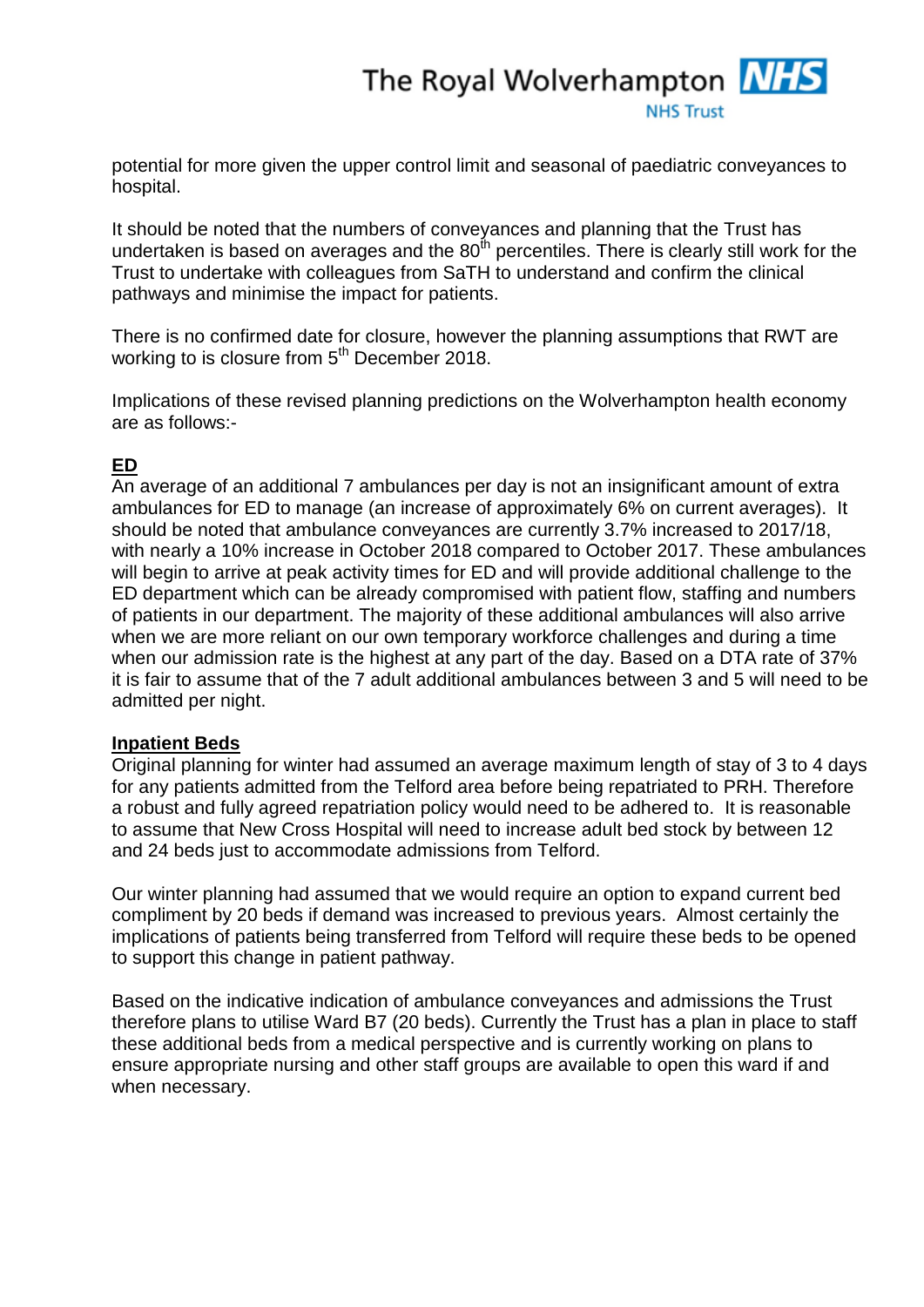potential for more given the upper control limit and seasonal of paediatric conveyances to hospital.

It should be noted that the numbers of conveyances and planning that the Trust has undertaken is based on averages and the 80th percentiles. There is clearly still work for the Trust to undertake with colleagues from SaTH to understand and confirm the clinical pathways and minimise the impact for patients.

There is no confirmed date for closure, however the planning assumptions that RWT are working to is closure from 5th December 2018.

Implications of these revised planning predictions on the Wolverhampton health economy are as follows:-

**ED**

An average of an additional 7 ambulances per day is not an insignificant amount of extra ambulances for ED to manage (an increase of approximately 6% on current averages). It should be noted that ambulance conveyances are currently 3.7% increased to 2017/18, with nearly a 10% increase in October 2018 compared to October 2017. These ambulances will begin to arrive at peak activity times for ED and will provide additional challenge to the ED department which can be already compromised with patient flow, staffing and numbers of patients in our department. The majority of these additional ambulances will also arrive when we are more reliant on our own temporary workforce challenges and during a time when our admission rate is the highest at any part of the day. Based on a DTA rate of 37% it is fair to assume that of the 7 adult additional ambulances between 3 and 5 will need to be admitted per night.

**Inpatient Beds**

Original planning for winter had assumed an average maximum length of stay of 3 to 4 days for any patients admitted from the Telford area before being repatriated to PRH. Therefore a robust and fully agreed repatriation policy would need to be adhered to. It is reasonable to assume that New Cross Hospital will need to increase adult bed stock by between 12 and 24 beds just to accommodate admissions from Telford.

Our winter planning had assumed that we would require an option to expand current bed compliment by 20 beds if demand was increased to previous years. Almost certainly the implications of patients being transferred from Telford will require these beds to be opened to support this change in patient pathway.

Based on the indicative indication of ambulance conveyances and admissions the Trust therefore plans to utilise Ward B7 (20 beds). Currently the Trust has a plan in place to staff these additional beds from a medical perspective and is currently working on plans to ensure appropriate nursing and other staff groups are available to open this ward if and when necessary.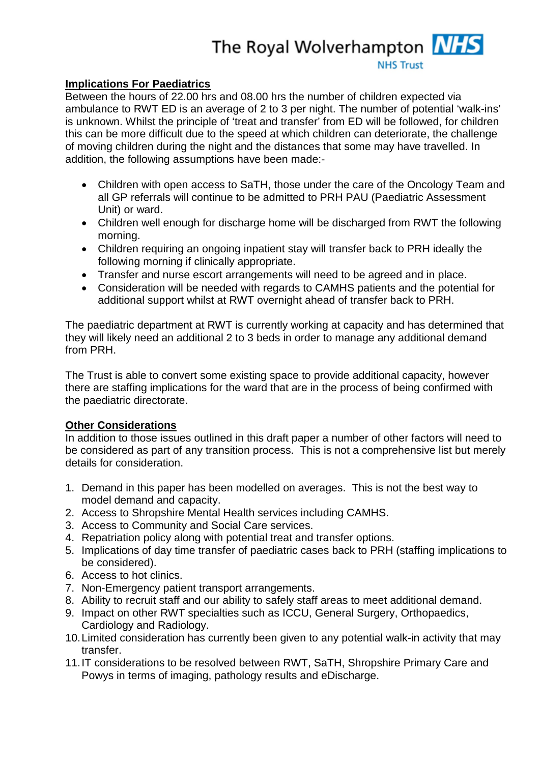**Implications For Paediatrics**

Between the hours of 22.00 hrs and 08.00 hrs the number of children expected via ambulance to RWT ED is an average of 2 to 3 per night. The number of potential 'walk-ins' is unknown. Whilst the principle of 'treat and transfer' from ED will be followed, for children this can be more difficult due to the speed at which children can deteriorate, the challenge of moving children during the night and the distances that some may have travelled. In addition, the following assumptions have been made:-

- Children with open access to SaTH, those under the care of the Oncology Team and all GP referrals will continue to be admitted to PRH PAU (Paediatric Assessment Unit) or ward.
- Children well enough for discharge home will be discharged from RWT the following morning.
- Children requiring an ongoing inpatient stay will transfer back to PRH ideally the following morning if clinically appropriate.
- Transfer and nurse escort arrangements will need to be agreed and in place.
- Consideration will be needed with regards to CAMHS patients and the potential for additional support whilst at RWT overnight ahead of transfer back to PRH.

The paediatric department at RWT is currently working at capacity and has determined that they will likely need an additional 2 to 3 beds in order to manage any additional demand from PRH.

The Trust is able to convert some existing space to provide additional capacity, however there are staffing implications for the ward that are in the process of being confirmed with the paediatric directorate.

**Other Considerations**

In addition to those issues outlined in this draft paper a number of other factors will need to be considered as part of any transition process. This is not a comprehensive list but merely details for consideration.

1. Demand in this paper has been modelled on averages. This is not the best way to model demand and capacity.
2. Access to Shropshire Mental Health services including CAMHS.
3. Access to Community and Social Care services.
4. Repatriation policy along with potential treat and transfer options.
5. Implications of day time transfer of paediatric cases back to PRH (staffing implications to be considered).
6. Access to hot clinics.
7. Non-Emergency patient transport arrangements.
8. Ability to recruit staff and our ability to safely staff areas to meet additional demand.
9. Impact on other RWT specialties such as ICCU, General Surgery, Orthopaedics, Cardiology and Radiology.
10. Limited consideration has currently been given to any potential walk-in activity that may transfer.
11. IT considerations to be resolved between RWT, SaTH, Shropshire Primary Care and Powys in terms of imaging, pathology results and eDischarge.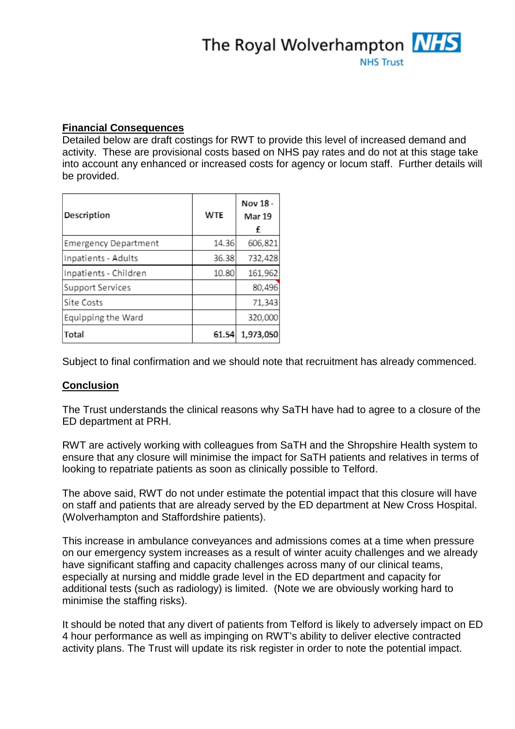**Financial Consequences**

Detailed below are draft costings for RWT to provide this level of increased demand and activity. These are provisional costs based on NHS pay rates and do not at this stage take into account any enhanced or increased costs for agency or locum staff. Further details will be provided.

| Description | WTE | Nov 18 - Mar 19 £ |
|---|---|---|
| Emergency Department | 14.36 | 606,821 |
| Inpatients - Adults | 36.38 | 732,428 |
| Inpatients - Children | 10.80 | 161,962 |
| Support Services | | 80,496 |
| Site Costs | | 71,343 |
| Equipping the Ward | | 320,000 |
| **Total** | **61.54** | **1,973,050** |

Subject to final confirmation and we should note that recruitment has already commenced.

**Conclusion**

The Trust understands the clinical reasons why SaTH have had to agree to a closure of the ED department at PRH.

RWT are actively working with colleagues from SaTH and the Shropshire Health system to ensure that any closure will minimise the impact for SaTH patients and relatives in terms of looking to repatriate patients as soon as clinically possible to Telford.

The above said, RWT do not under estimate the potential impact that this closure will have on staff and patients that are already served by the ED department at New Cross Hospital. (Wolverhampton and Staffordshire patients).

This increase in ambulance conveyances and admissions comes at a time when pressure on our emergency system increases as a result of winter acuity challenges and we already have significant staffing and capacity challenges across many of our clinical teams, especially at nursing and middle grade level in the ED department and capacity for additional tests (such as radiology) is limited. (Note we are obviously working hard to minimise the staffing risks).

It should be noted that any divert of patients from Telford is likely to adversely impact on ED 4 hour performance as well as impinging on RWT's ability to deliver elective contracted activity plans. The Trust will update its risk register in order to note the potential impact.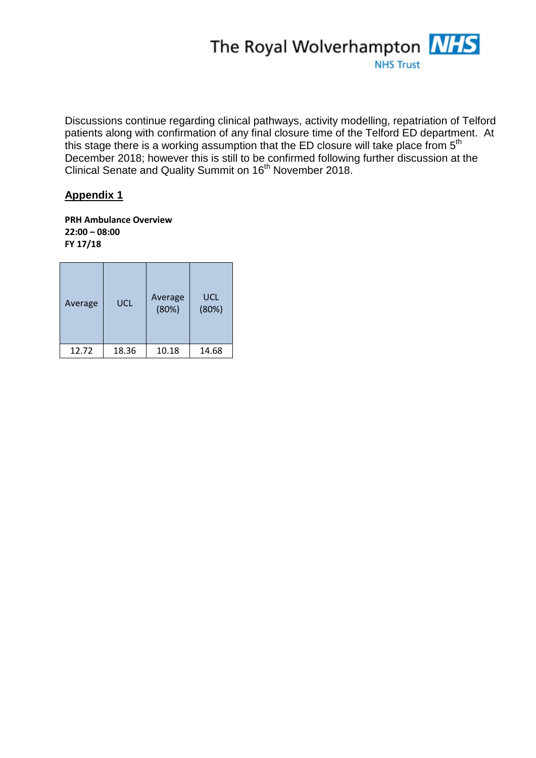Discussions continue regarding clinical pathways, activity modelling, repatriation of Telford patients along with confirmation of any final closure time of the Telford ED department. At this stage there is a working assumption that the ED closure will take place from 5th December 2018; however this is still to be confirmed following further discussion at the Clinical Senate and Quality Summit on 16th November 2018.

## Appendix 1

**PRH Ambulance Overview**
**22:00 – 08:00**
**FY 17/18**

| Average | UCL | Average (80%) | UCL (80%) |
|---|---|---|---|
| 12.72 | 18.36 | 10.18 | 14.68 |